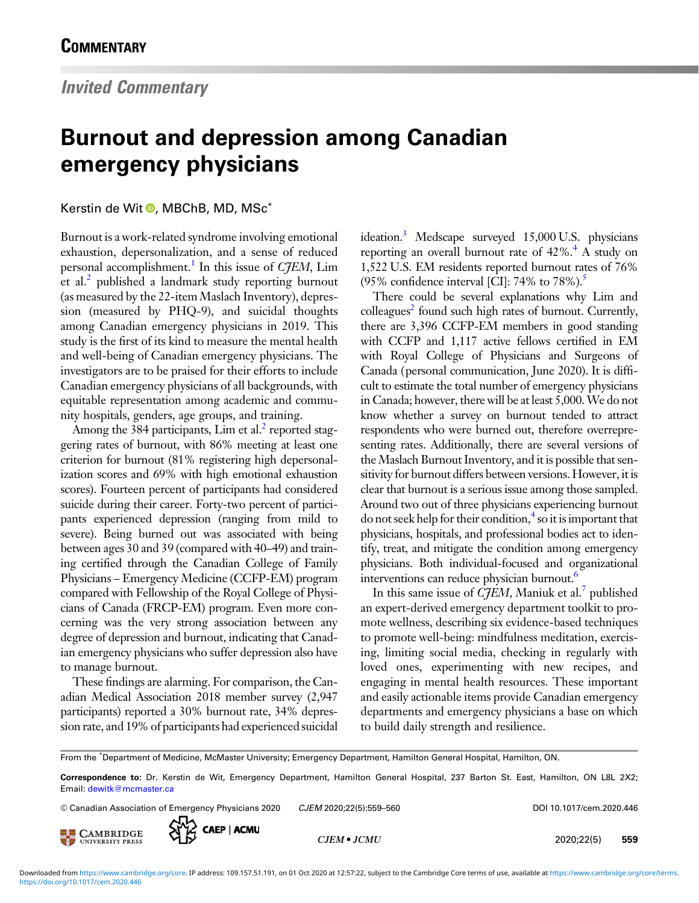# COMMENTARY

## *Invited Commentary*

# Burnout and depression among Canadian emergency physicians

Kerstin de Wit, MBChB, MD, MSc*

Burnout is a work-related syndrome involving emotional exhaustion, depersonalization, and a sense of reduced personal accomplishment.[1] In this issue of *CJEM*, Lim et al.[2] published a landmark study reporting burnout (as measured by the 22-item Maslach Inventory), depression (measured by PHQ-9), and suicidal thoughts among Canadian emergency physicians in 2019. This study is the first of its kind to measure the mental health and well-being of Canadian emergency physicians. The investigators are to be praised for their efforts to include Canadian emergency physicians of all backgrounds, with equitable representation among academic and community hospitals, genders, age groups, and training.

Among the 384 participants, Lim et al.[2] reported staggering rates of burnout, with 86% meeting at least one criterion for burnout (81% registering high depersonalization scores and 69% with high emotional exhaustion scores). Fourteen percent of participants had considered suicide during their career. Forty-two percent of participants experienced depression (ranging from mild to severe). Being burned out was associated with being between ages 30 and 39 (compared with 40–49) and training certified through the Canadian College of Family Physicians – Emergency Medicine (CCFP-EM) program compared with Fellowship of the Royal College of Physicians of Canada (FRCP-EM) program. Even more concerning was the very strong association between any degree of depression and burnout, indicating that Canadian emergency physicians who suffer depression also have to manage burnout.

These findings are alarming. For comparison, the Canadian Medical Association 2018 member survey (2,947 participants) reported a 30% burnout rate, 34% depression rate, and 19% of participants had experienced suicidal ideation.[3] Medscape surveyed 15,000 U.S. physicians reporting an overall burnout rate of 42%.[4] A study on 1,522 U.S. EM residents reported burnout rates of 76% (95% confidence interval [CI]: 74% to 78%).[5]

There could be several explanations why Lim and colleagues[2] found such high rates of burnout. Currently, there are 3,396 CCFP-EM members in good standing with CCFP and 1,117 active fellows certified in EM with Royal College of Physicians and Surgeons of Canada (personal communication, June 2020). It is difficult to estimate the total number of emergency physicians in Canada; however, there will be at least 5,000. We do not know whether a survey on burnout tended to attract respondents who were burned out, therefore overrepresenting rates. Additionally, there are several versions of the Maslach Burnout Inventory, and it is possible that sensitivity for burnout differs between versions. However, it is clear that burnout is a serious issue among those sampled. Around two out of three physicians experiencing burnout do not seek help for their condition,[4] so it is important that physicians, hospitals, and professional bodies act to identify, treat, and mitigate the condition among emergency physicians. Both individual-focused and organizational interventions can reduce physician burnout.[6]

In this same issue of *CJEM*, Maniuk et al.[7] published an expert-derived emergency department toolkit to promote wellness, describing six evidence-based techniques to promote well-being: mindfulness meditation, exercising, limiting social media, checking in regularly with loved ones, experimenting with new recipes, and engaging in mental health resources. These important and easily actionable items provide Canadian emergency departments and emergency physicians a base on which to build daily strength and resilience.

From the *Department of Medicine, McMaster University; Emergency Department, Hamilton General Hospital, Hamilton, ON.

**Correspondence to:** Dr. Kerstin de Wit, Emergency Department, Hamilton General Hospital, 237 Barton St. East, Hamilton, ON L8L 2X2; Email: dewitk@mcmaster.ca

© Canadian Association of Emergency Physicians 2020 CJEM 2020;22(5):559–560 DOI 10.1017/cem.2020.446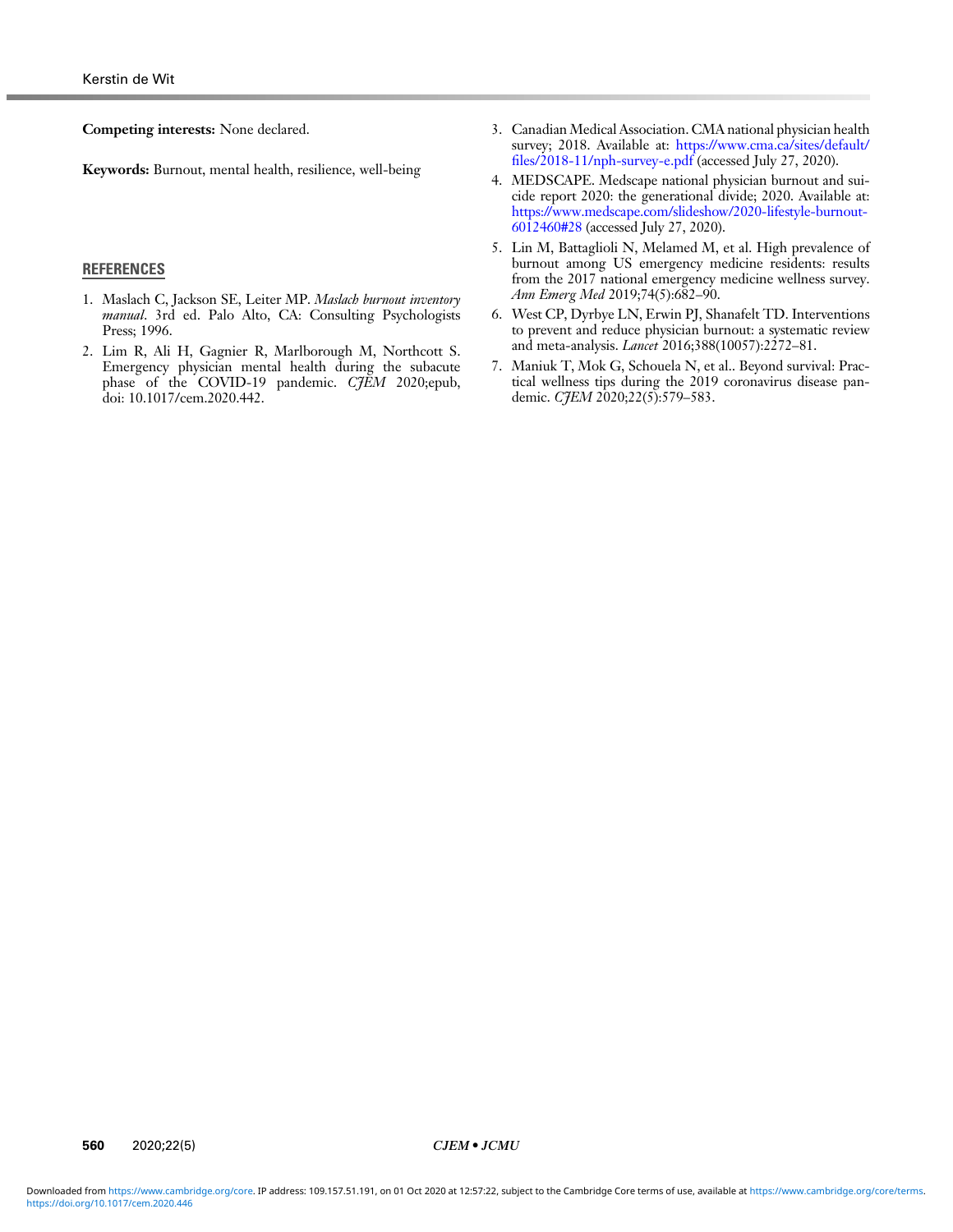**Competing interests:** None declared.

**Keywords:** Burnout, mental health, resilience, well-being

## REFERENCES

1. Maslach C, Jackson SE, Leiter MP. *Maslach burnout inventory manual*. 3rd ed. Palo Alto, CA: Consulting Psychologists Press; 1996.
2. Lim R, Ali H, Gagnier R, Marlborough M, Northcott S. Emergency physician mental health during the subacute phase of the COVID-19 pandemic. *CJEM* 2020;epub, doi: 10.1017/cem.2020.442.
3. Canadian Medical Association. CMA national physician health survey; 2018. Available at: https://www.cma.ca/sites/default/files/2018-11/nph-survey-e.pdf (accessed July 27, 2020).
4. MEDSCAPE. Medscape national physician burnout and suicide report 2020: the generational divide; 2020. Available at: https://www.medscape.com/slideshow/2020-lifestyle-burnout-6012460#28 (accessed July 27, 2020).
5. Lin M, Battaglioli N, Melamed M, et al. High prevalence of burnout among US emergency medicine residents: results from the 2017 national emergency medicine wellness survey. *Ann Emerg Med* 2019;74(5):682–90.
6. West CP, Dyrbye LN, Erwin PJ, Shanafelt TD. Interventions to prevent and reduce physician burnout: a systematic review and meta-analysis. *Lancet* 2016;388(10057):2272–81.
7. Maniuk T, Mok G, Schouela N, et al.. Beyond survival: Practical wellness tips during the 2019 coronavirus disease pandemic. *CJEM* 2020;22(5):579–583.